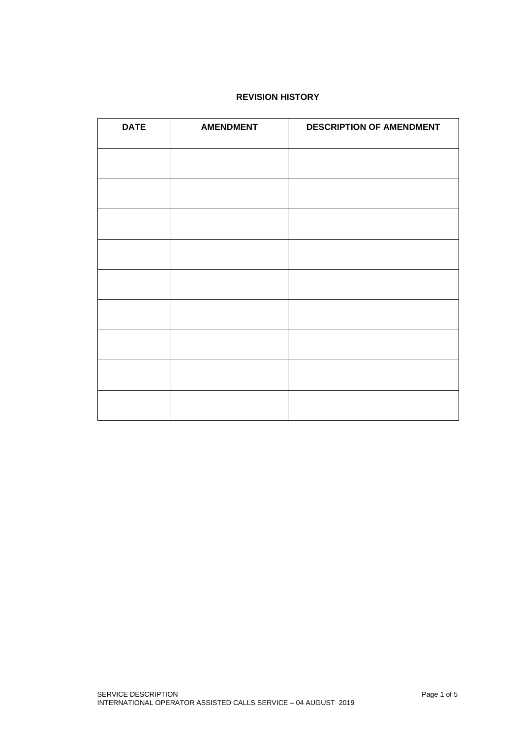## REVISION HISTORY

| DATE | AMENDMENT | DESCRIPTION OF AMENDMENT |
|---|---|---|
| | | |
| | | |
| | | |
| | | |
| | | |
| | | |
| | | |
| | | |
| | | |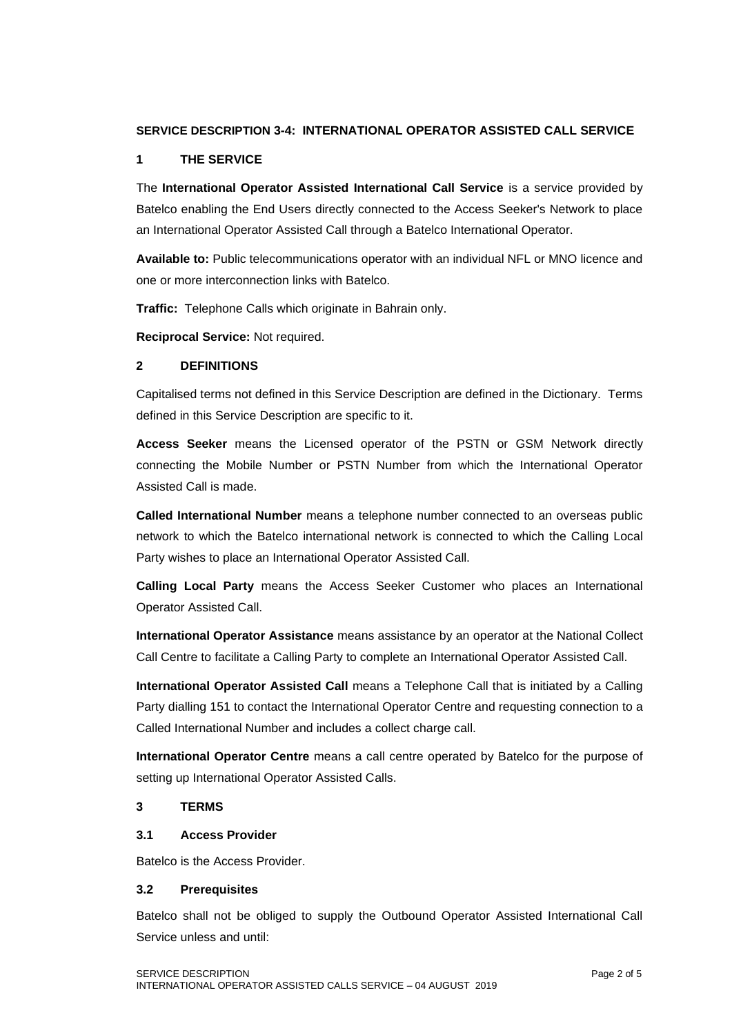**SERVICE DESCRIPTION 3-4: INTERNATIONAL OPERATOR ASSISTED CALL SERVICE**

## 1 THE SERVICE

The **International Operator Assisted International Call Service** is a service provided by Batelco enabling the End Users directly connected to the Access Seeker's Network to place an International Operator Assisted Call through a Batelco International Operator.

**Available to:** Public telecommunications operator with an individual NFL or MNO licence and one or more interconnection links with Batelco.

**Traffic:** Telephone Calls which originate in Bahrain only.

**Reciprocal Service:** Not required.

## 2 DEFINITIONS

Capitalised terms not defined in this Service Description are defined in the Dictionary. Terms defined in this Service Description are specific to it.

**Access Seeker** means the Licensed operator of the PSTN or GSM Network directly connecting the Mobile Number or PSTN Number from which the International Operator Assisted Call is made.

**Called International Number** means a telephone number connected to an overseas public network to which the Batelco international network is connected to which the Calling Local Party wishes to place an International Operator Assisted Call.

**Calling Local Party** means the Access Seeker Customer who places an International Operator Assisted Call.

**International Operator Assistance** means assistance by an operator at the National Collect Call Centre to facilitate a Calling Party to complete an International Operator Assisted Call.

**International Operator Assisted Call** means a Telephone Call that is initiated by a Calling Party dialling 151 to contact the International Operator Centre and requesting connection to a Called International Number and includes a collect charge call.

**International Operator Centre** means a call centre operated by Batelco for the purpose of setting up International Operator Assisted Calls.

## 3 TERMS

### 3.1 Access Provider

Batelco is the Access Provider.

### 3.2 Prerequisites

Batelco shall not be obliged to supply the Outbound Operator Assisted International Call Service unless and until: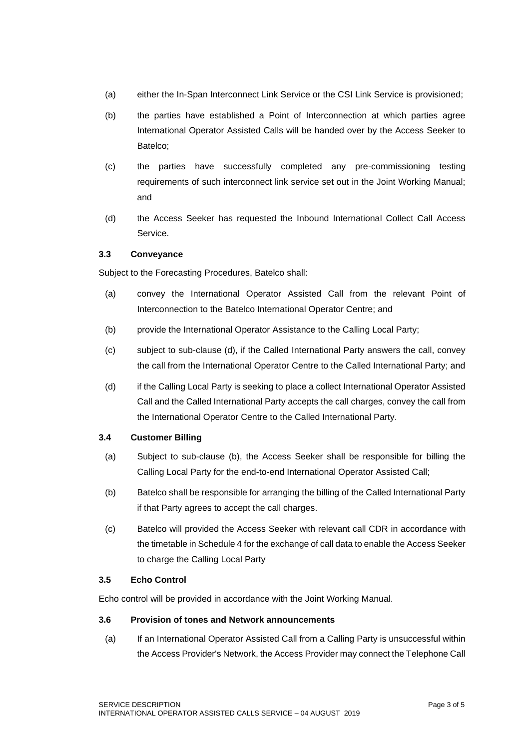(a) either the In-Span Interconnect Link Service or the CSI Link Service is provisioned;

(b) the parties have established a Point of Interconnection at which parties agree International Operator Assisted Calls will be handed over by the Access Seeker to Batelco;

(c) the parties have successfully completed any pre-commissioning testing requirements of such interconnect link service set out in the Joint Working Manual; and

(d) the Access Seeker has requested the Inbound International Collect Call Access Service.

### 3.3 Conveyance

Subject to the Forecasting Procedures, Batelco shall:

(a) convey the International Operator Assisted Call from the relevant Point of Interconnection to the Batelco International Operator Centre; and

(b) provide the International Operator Assistance to the Calling Local Party;

(c) subject to sub-clause (d), if the Called International Party answers the call, convey the call from the International Operator Centre to the Called International Party; and

(d) if the Calling Local Party is seeking to place a collect International Operator Assisted Call and the Called International Party accepts the call charges, convey the call from the International Operator Centre to the Called International Party.

### 3.4 Customer Billing

(a) Subject to sub-clause (b), the Access Seeker shall be responsible for billing the Calling Local Party for the end-to-end International Operator Assisted Call;

(b) Batelco shall be responsible for arranging the billing of the Called International Party if that Party agrees to accept the call charges.

(c) Batelco will provided the Access Seeker with relevant call CDR in accordance with the timetable in Schedule 4 for the exchange of call data to enable the Access Seeker to charge the Calling Local Party

### 3.5 Echo Control

Echo control will be provided in accordance with the Joint Working Manual.

### 3.6 Provision of tones and Network announcements

(a) If an International Operator Assisted Call from a Calling Party is unsuccessful within the Access Provider's Network, the Access Provider may connect the Telephone Call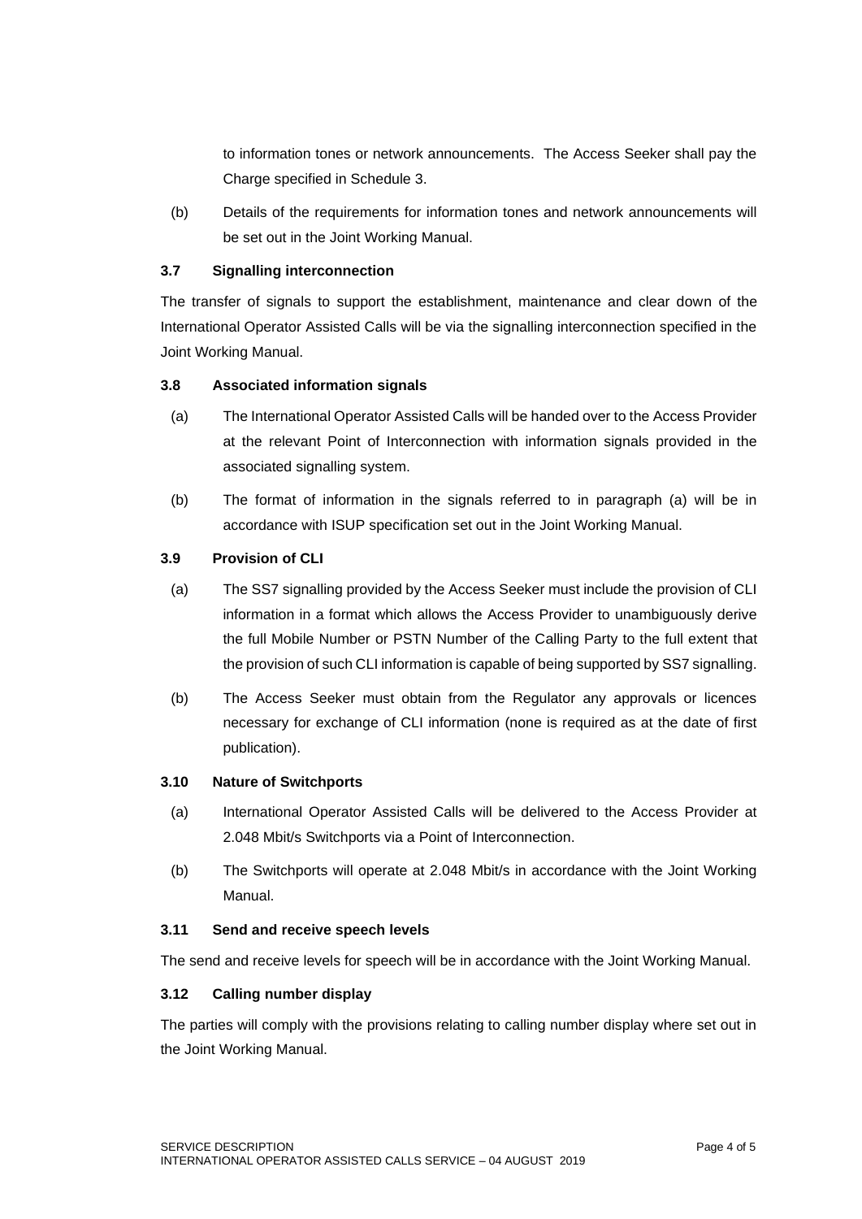to information tones or network announcements. The Access Seeker shall pay the Charge specified in Schedule 3.

(b) Details of the requirements for information tones and network announcements will be set out in the Joint Working Manual.

### 3.7 Signalling interconnection

The transfer of signals to support the establishment, maintenance and clear down of the International Operator Assisted Calls will be via the signalling interconnection specified in the Joint Working Manual.

### 3.8 Associated information signals

(a) The International Operator Assisted Calls will be handed over to the Access Provider at the relevant Point of Interconnection with information signals provided in the associated signalling system.

(b) The format of information in the signals referred to in paragraph (a) will be in accordance with ISUP specification set out in the Joint Working Manual.

### 3.9 Provision of CLI

(a) The SS7 signalling provided by the Access Seeker must include the provision of CLI information in a format which allows the Access Provider to unambiguously derive the full Mobile Number or PSTN Number of the Calling Party to the full extent that the provision of such CLI information is capable of being supported by SS7 signalling.

(b) The Access Seeker must obtain from the Regulator any approvals or licences necessary for exchange of CLI information (none is required as at the date of first publication).

### 3.10 Nature of Switchports

(a) International Operator Assisted Calls will be delivered to the Access Provider at 2.048 Mbit/s Switchports via a Point of Interconnection.

(b) The Switchports will operate at 2.048 Mbit/s in accordance with the Joint Working Manual.

### 3.11 Send and receive speech levels

The send and receive levels for speech will be in accordance with the Joint Working Manual.

### 3.12 Calling number display

The parties will comply with the provisions relating to calling number display where set out in the Joint Working Manual.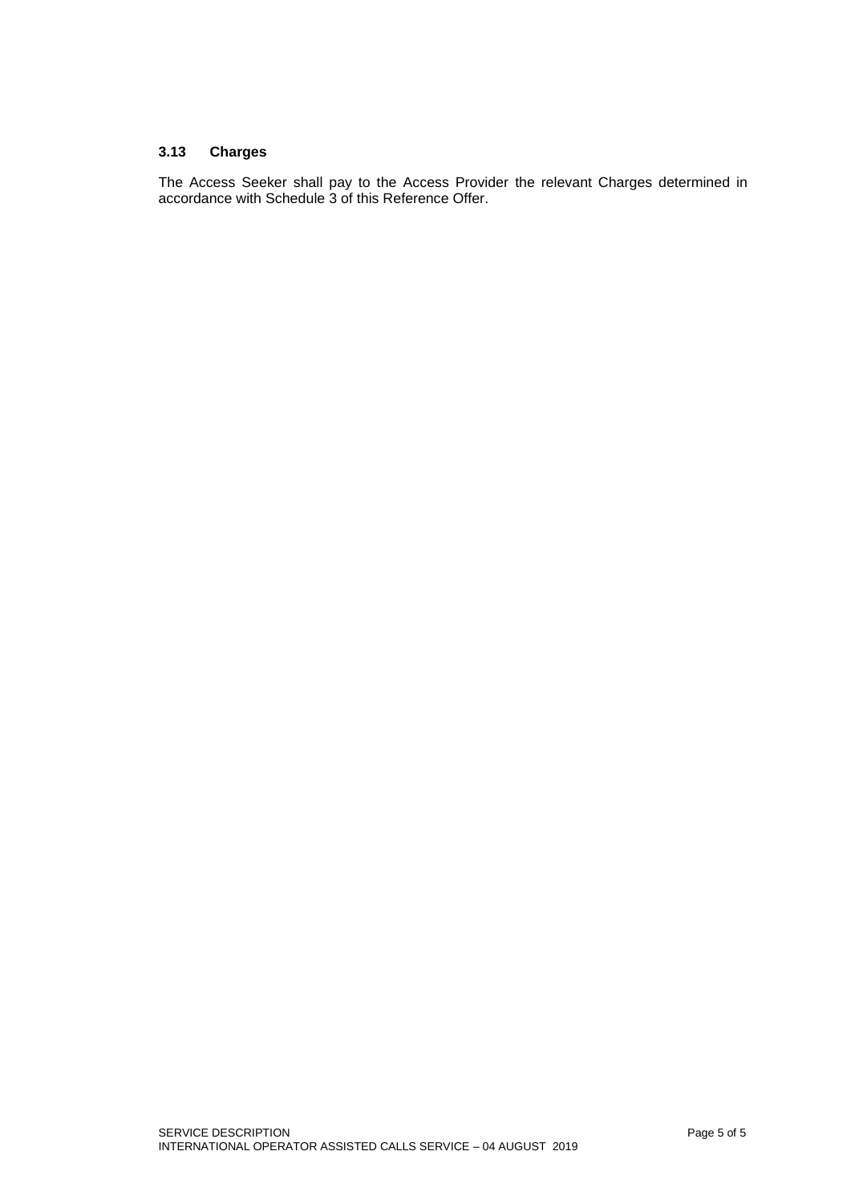### 3.13 Charges

The Access Seeker shall pay to the Access Provider the relevant Charges determined in accordance with Schedule 3 of this Reference Offer.